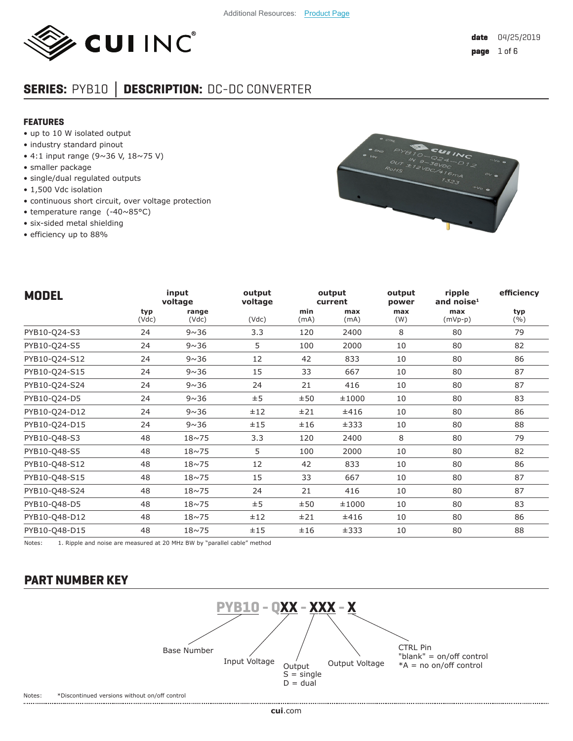Additional Resources: Product Page

# SERIES: PYB10 | DESCRIPTION: DC-DC CONVERTER

## FEATURES

- up to 10 W isolated output
- industry standard pinout
- 4:1 input range (9~36 V, 18~75 V)
- smaller package
- single/dual regulated outputs
- 1,500 Vdc isolation
- continuous short circuit, over voltage protection
- temperature range (-40~85°C)
- six-sided metal shielding
- efficiency up to 88%

## MODEL

| MODEL | input voltage | | output voltage | output current | | output power | ripple and noise[1] | efficiency |
|---|---|---|---|---|---|---|---|---|
| | typ (Vdc) | range (Vdc) | (Vdc) | min (mA) | max (mA) | max (W) | max (mVp-p) | typ (%) |
| PYB10-Q24-S3 | 24 | 9~36 | 3.3 | 120 | 2400 | 8 | 80 | 79 |
| PYB10-Q24-S5 | 24 | 9~36 | 5 | 100 | 2000 | 10 | 80 | 82 |
| PYB10-Q24-S12 | 24 | 9~36 | 12 | 42 | 833 | 10 | 80 | 86 |
| PYB10-Q24-S15 | 24 | 9~36 | 15 | 33 | 667 | 10 | 80 | 87 |
| PYB10-Q24-S24 | 24 | 9~36 | 24 | 21 | 416 | 10 | 80 | 87 |
| PYB10-Q24-D5 | 24 | 9~36 | ±5 | ±50 | ±1000 | 10 | 80 | 83 |
| PYB10-Q24-D12 | 24 | 9~36 | ±12 | ±21 | ±416 | 10 | 80 | 86 |
| PYB10-Q24-D15 | 24 | 9~36 | ±15 | ±16 | ±333 | 10 | 80 | 88 |
| PYB10-Q48-S3 | 48 | 18~75 | 3.3 | 120 | 2400 | 8 | 80 | 79 |
| PYB10-Q48-S5 | 48 | 18~75 | 5 | 100 | 2000 | 10 | 80 | 82 |
| PYB10-Q48-S12 | 48 | 18~75 | 12 | 42 | 833 | 10 | 80 | 86 |
| PYB10-Q48-S15 | 48 | 18~75 | 15 | 33 | 667 | 10 | 80 | 87 |
| PYB10-Q48-S24 | 48 | 18~75 | 24 | 21 | 416 | 10 | 80 | 87 |
| PYB10-Q48-D5 | 48 | 18~75 | ±5 | ±50 | ±1000 | 10 | 80 | 83 |
| PYB10-Q48-D12 | 48 | 18~75 | ±12 | ±21 | ±416 | 10 | 80 | 86 |
| PYB10-Q48-D15 | 48 | 18~75 | ±15 | ±16 | ±333 | 10 | 80 | 88 |

Notes: 1. Ripple and noise are measured at 20 MHz BW by "parallel cable" method

## PART NUMBER KEY

**PYB10 - QXX - XXX - X**

- Base Number
- Input Voltage
- Output: S = single, D = dual
- Output Voltage
- CTRL Pin: "blank" = on/off control, *A = no on/off control

Notes: *Discontinued versions without on/off control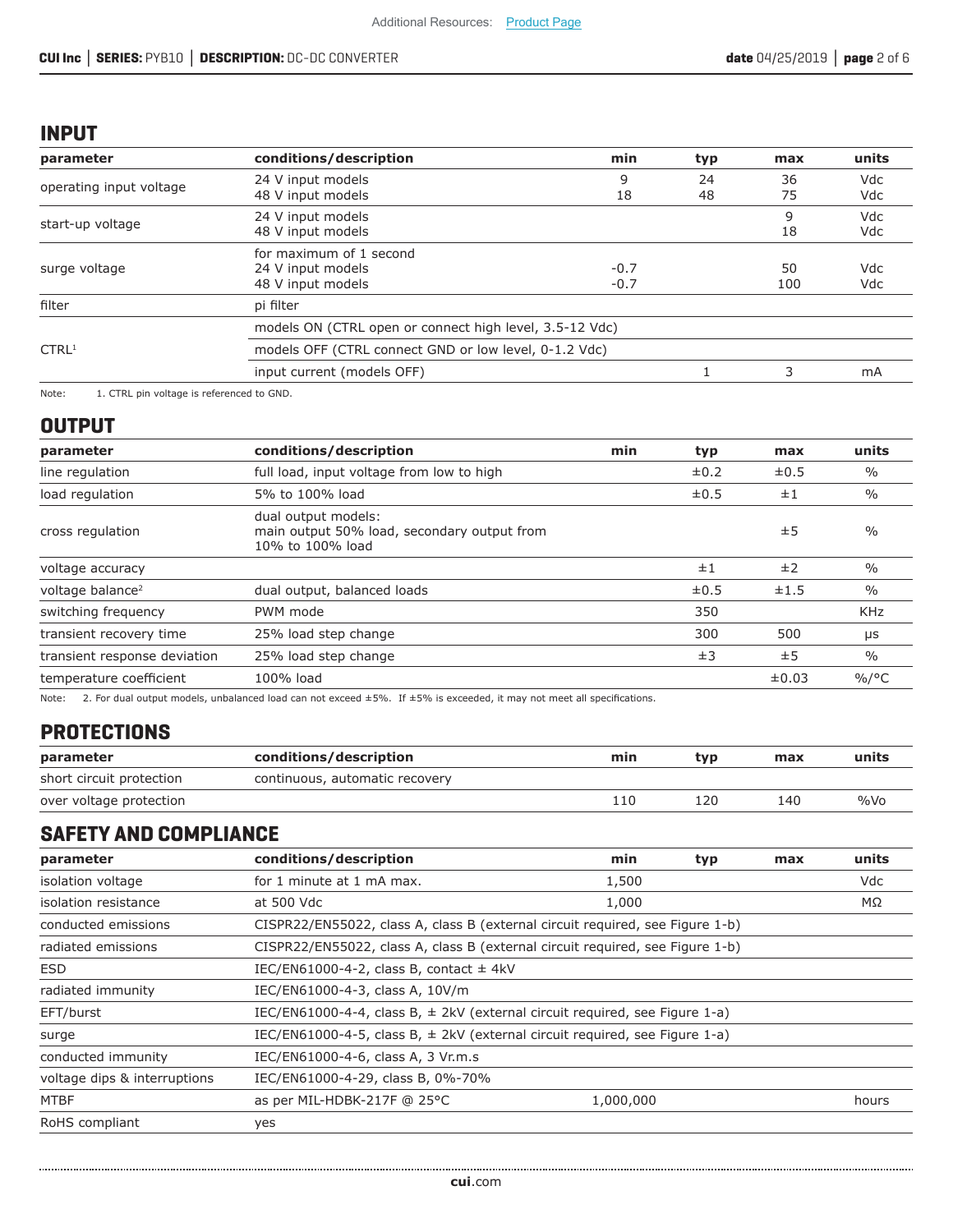## INPUT

| parameter | conditions/description | min | typ | max | units |
|---|---|---|---|---|---|
| operating input voltage | 24 V input models<br>48 V input models | 9<br>18 | 24<br>48 | 36<br>75 | Vdc<br>Vdc |
| start-up voltage | 24 V input models<br>48 V input models | | | 9<br>18 | Vdc<br>Vdc |
| surge voltage | for maximum of 1 second<br>24 V input models<br>48 V input models | <br>-0.7<br>-0.7 | | <br>50<br>100 | <br>Vdc<br>Vdc |
| filter | pi filter | | | | |
| CTRL[1] | models ON (CTRL open or connect high level, 3.5-12 Vdc) | | | | |
| | models OFF (CTRL connect GND or low level, 0-1.2 Vdc) | | | | |
| | input current (models OFF) | | 1 | 3 | mA |

Note: 1. CTRL pin voltage is referenced to GND.

## OUTPUT

| parameter | conditions/description | min | typ | max | units |
|---|---|---|---|---|---|
| line regulation | full load, input voltage from low to high | | ±0.2 | ±0.5 | % |
| load regulation | 5% to 100% load | | ±0.5 | ±1 | % |
| cross regulation | dual output models:<br>main output 50% load, secondary output from 10% to 100% load | | | ±5 | % |
| voltage accuracy | | | ±1 | ±2 | % |
| voltage balance[2] | dual output, balanced loads | | ±0.5 | ±1.5 | % |
| switching frequency | PWM mode | | 350 | | KHz |
| transient recovery time | 25% load step change | | 300 | 500 | μs |
| transient response deviation | 25% load step change | | ±3 | ±5 | % |
| temperature coefficient | 100% load | | | ±0.03 | %/°C |

Note: 2. For dual output models, unbalanced load can not exceed ±5%. If ±5% is exceeded, it may not meet all specifications.

## PROTECTIONS

| parameter | conditions/description | min | typ | max | units |
|---|---|---|---|---|---|
| short circuit protection | continuous, automatic recovery | | | | |
| over voltage protection | | 110 | 120 | 140 | %Vo |

## SAFETY AND COMPLIANCE

| parameter | conditions/description | min | typ | max | units |
|---|---|---|---|---|---|
| isolation voltage | for 1 minute at 1 mA max. | 1,500 | | | Vdc |
| isolation resistance | at 500 Vdc | 1,000 | | | MΩ |
| conducted emissions | CISPR22/EN55022, class A, class B (external circuit required, see Figure 1-b) | | | | |
| radiated emissions | CISPR22/EN55022, class A, class B (external circuit required, see Figure 1-b) | | | | |
| ESD | IEC/EN61000-4-2, class B, contact ± 4kV | | | | |
| radiated immunity | IEC/EN61000-4-3, class A, 10V/m | | | | |
| EFT/burst | IEC/EN61000-4-4, class B, ± 2kV (external circuit required, see Figure 1-a) | | | | |
| surge | IEC/EN61000-4-5, class B, ± 2kV (external circuit required, see Figure 1-a) | | | | |
| conducted immunity | IEC/EN61000-4-6, class A, 3 Vr.m.s | | | | |
| voltage dips & interruptions | IEC/EN61000-4-29, class B, 0%-70% | | | | |
| MTBF | as per MIL-HDBK-217F @ 25°C | 1,000,000 | | | hours |
| RoHS compliant | yes | | | | |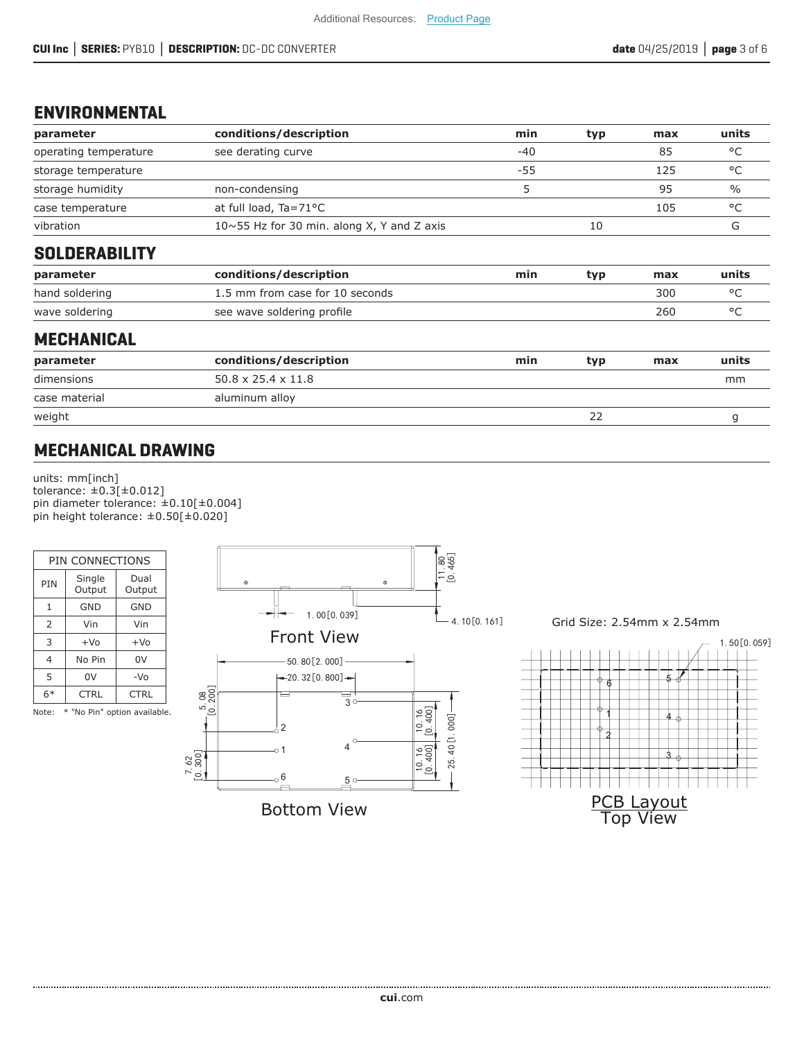## ENVIRONMENTAL

| parameter | conditions/description | min | typ | max | units |
|---|---|---|---|---|---|
| operating temperature | see derating curve | -40 | | 85 | °C |
| storage temperature | | -55 | | 125 | °C |
| storage humidity | non-condensing | 5 | | 95 | % |
| case temperature | at full load, Ta=71°C | | | 105 | °C |
| vibration | 10~55 Hz for 30 min. along X, Y and Z axis | | 10 | | G |

## SOLDERABILITY

| parameter | conditions/description | min | typ | max | units |
|---|---|---|---|---|---|
| hand soldering | 1.5 mm from case for 10 seconds | | | 300 | °C |
| wave soldering | see wave soldering profile | | | 260 | °C |

## MECHANICAL

| parameter | conditions/description | min | typ | max | units |
|---|---|---|---|---|---|
| dimensions | 50.8 x 25.4 x 11.8 | | | | mm |
| case material | aluminum alloy | | | | |
| weight | | | 22 | | g |

## MECHANICAL DRAWING

units: mm[inch]
tolerance: ±0.3[±0.012]
pin diameter tolerance: ±0.10[±0.004]
pin height tolerance: ±0.50[±0.020]

| PIN CONNECTIONS | | |
|---|---|---|
| PIN | Single Output | Dual Output |
| 1 | GND | GND |
| 2 | Vin | Vin |
| 3 | +Vo | +Vo |
| 4 | No Pin | 0V |
| 5 | 0V | -Vo |
| 6* | CTRL | CTRL |

Note: * "No Pin" option available.

Front View

Bottom View

Grid Size: 2.54mm x 2.54mm

PCB Layout
Top View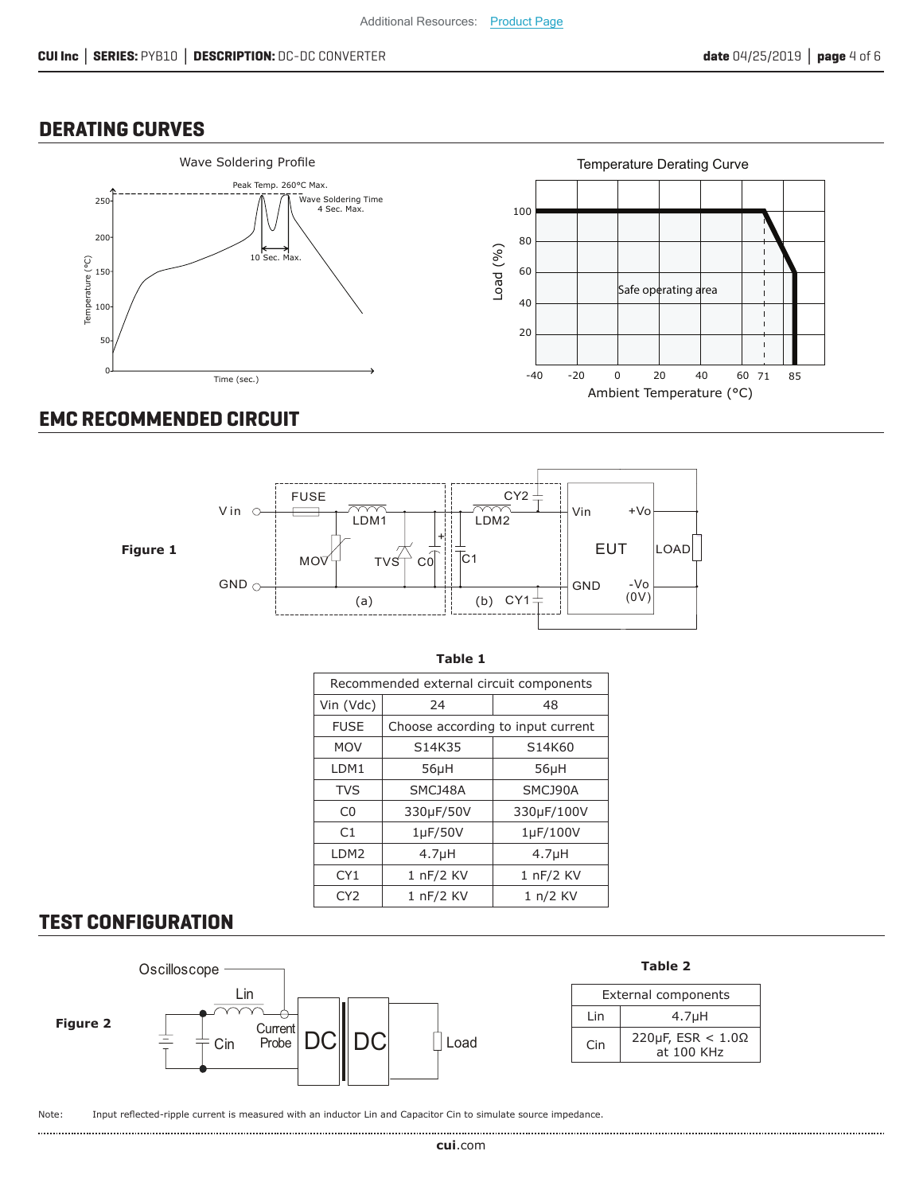## DERATING CURVES

Wave Soldering Profile

Temperature Derating Curve

## EMC RECOMMENDED CIRCUIT

**Figure 1**

**Table 1**

| Recommended external circuit components | | |
|---|---|---|
| Vin (Vdc) | 24 | 48 |
| FUSE | Choose according to input current | |
| MOV | S14K35 | S14K60 |
| LDM1 | 56μH | 56μH |
| TVS | SMCJ48A | SMCJ90A |
| C0 | 330μF/50V | 330μF/100V |
| C1 | 1μF/50V | 1μF/100V |
| LDM2 | 4.7μH | 4.7μH |
| CY1 | 1 nF/2 KV | 1 nF/2 KV |
| CY2 | 1 nF/2 KV | 1 n/2 KV |

## TEST CONFIGURATION

**Figure 2**

**Table 2**

| External components | |
|---|---|
| Lin | 4.7μH |
| Cin | 220μF, ESR < 1.0Ω at 100 KHz |

Note: Input reflected-ripple current is measured with an inductor Lin and Capacitor Cin to simulate source impedance.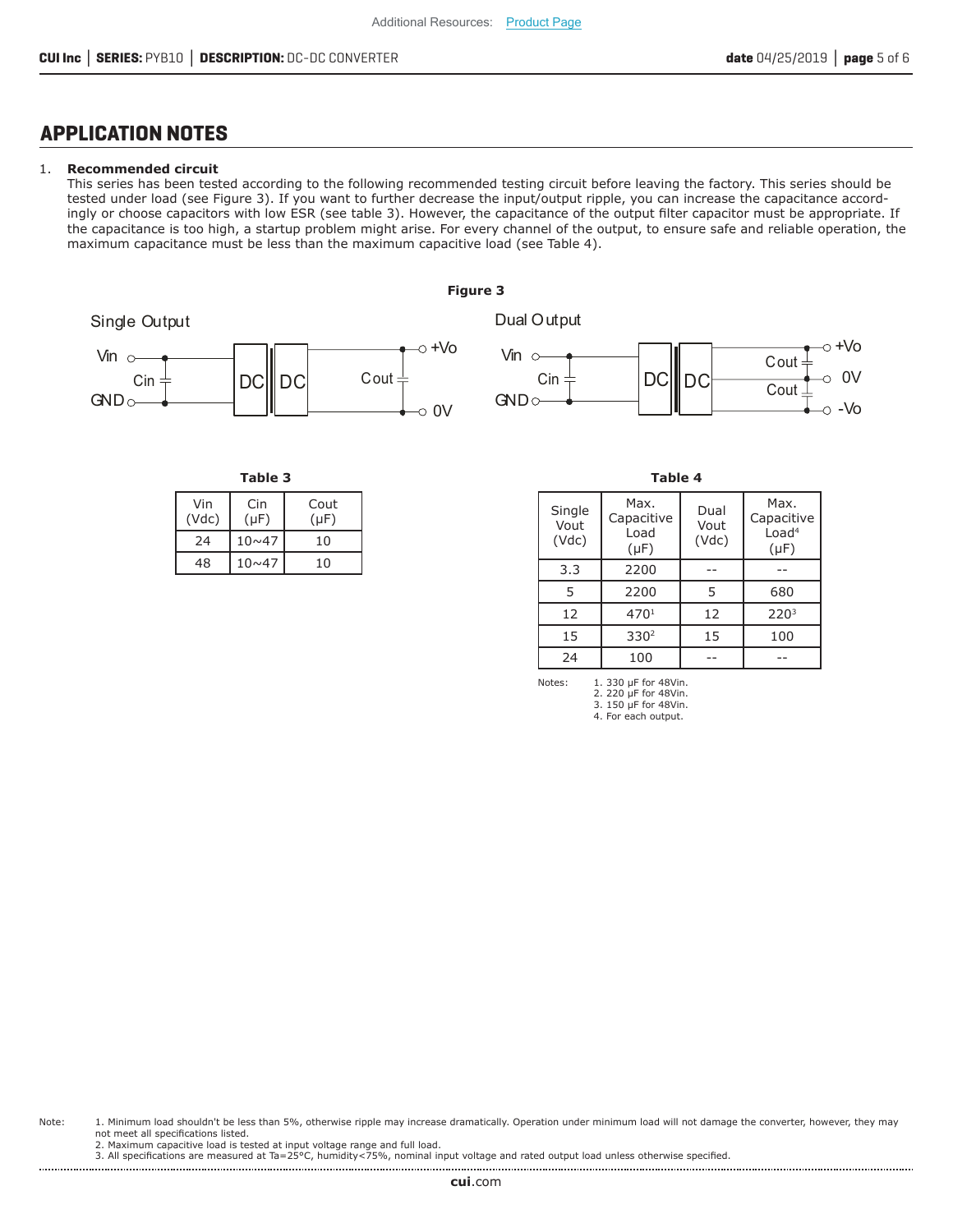## APPLICATION NOTES

1. **Recommended circuit**
   This series has been tested according to the following recommended testing circuit before leaving the factory. This series should be tested under load (see Figure 3). If you want to further decrease the input/output ripple, you can increase the capacitance accordingly or choose capacitors with low ESR (see table 3). However, the capacitance of the output filter capacitor must be appropriate. If the capacitance is too high, a startup problem might arise. For every channel of the output, to ensure safe and reliable operation, the maximum capacitance must be less than the maximum capacitive load (see Table 4).

**Figure 3**

Single Output

Dual Output

**Table 3**

| Vin (Vdc) | Cin (μF) | Cout (μF) |
|---|---|---|
| 24 | 10~47 | 10 |
| 48 | 10~47 | 10 |

**Table 4**

| Single Vout (Vdc) | Max. Capacitive Load (μF) | Dual Vout (Vdc) | Max. Capacitive Load[4] (μF) |
|---|---|---|---|
| 3.3 | 2200 | -- | -- |
| 5 | 2200 | 5 | 680 |
| 12 | 470[1] | 12 | 220[3] |
| 15 | 330[2] | 15 | 100 |
| 24 | 100 | -- | -- |

Notes:
1. 330 μF for 48Vin.
2. 220 μF for 48Vin.
3. 150 μF for 48Vin.
4. For each output.

Note:
1. Minimum load shouldn't be less than 5%, otherwise ripple may increase dramatically. Operation under minimum load will not damage the converter, however, they may not meet all specifications listed.
2. Maximum capacitive load is tested at input voltage range and full load.
3. All specifications are measured at Ta=25°C, humidity<75%, nominal input voltage and rated output load unless otherwise specified.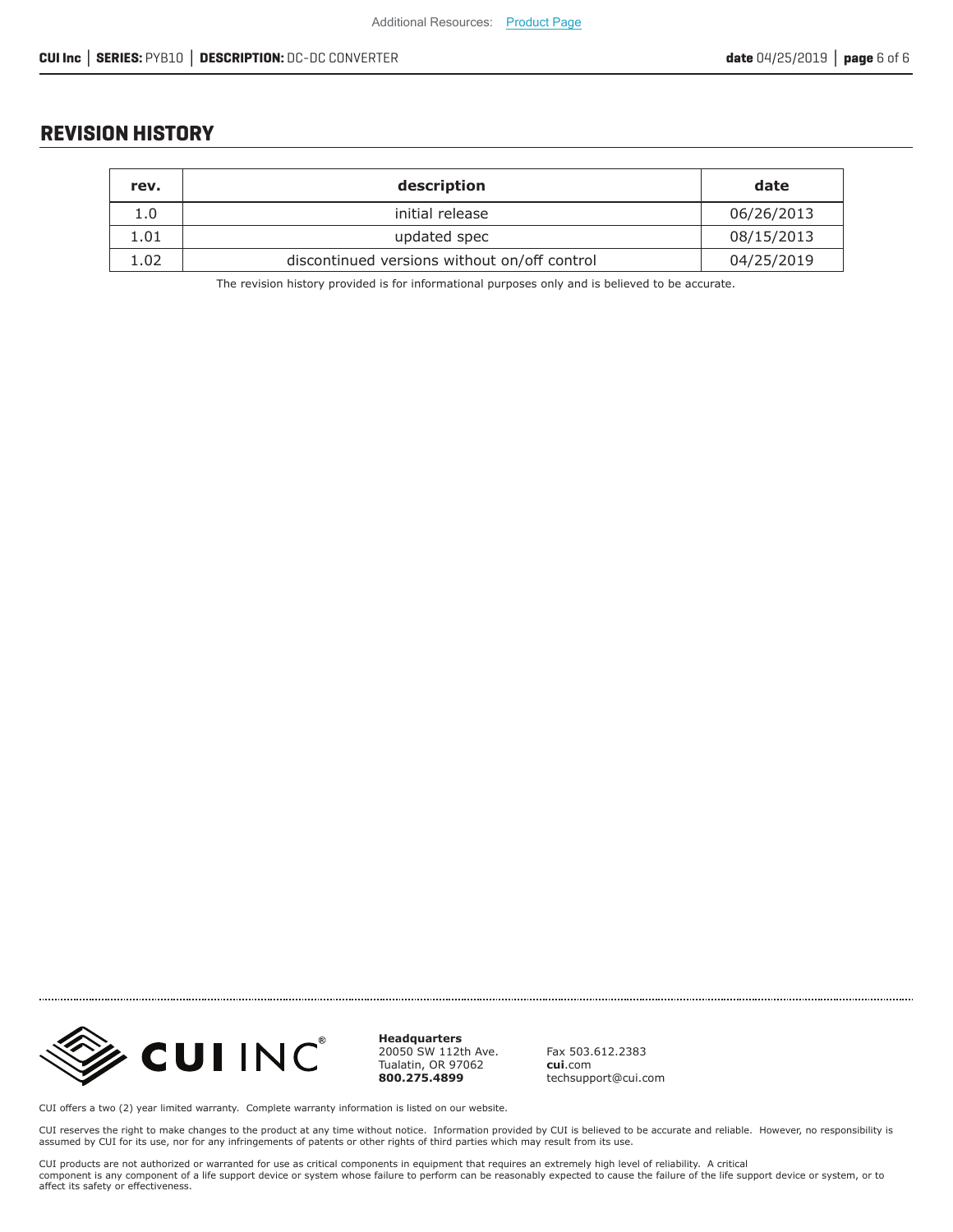## REVISION HISTORY

| rev. | description | date |
|---|---|---|
| 1.0 | initial release | 06/26/2013 |
| 1.01 | updated spec | 08/15/2013 |
| 1.02 | discontinued versions without on/off control | 04/25/2019 |

The revision history provided is for informational purposes only and is believed to be accurate.

CUI INC

**Headquarters**
20050 SW 112th Ave.
Tualatin, OR 97062
**800.275.4899**

Fax 503.612.2383
**cui**.com
techsupport@cui.com

CUI offers a two (2) year limited warranty. Complete warranty information is listed on our website.

CUI reserves the right to make changes to the product at any time without notice. Information provided by CUI is believed to be accurate and reliable. However, no responsibility is assumed by CUI for its use, nor for any infringements of patents or other rights of third parties which may result from its use.

CUI products are not authorized or warranted for use as critical components in equipment that requires an extremely high level of reliability. A critical component is any component of a life support device or system whose failure to perform can be reasonably expected to cause the failure of the life support device or system, or to affect its safety or effectiveness.